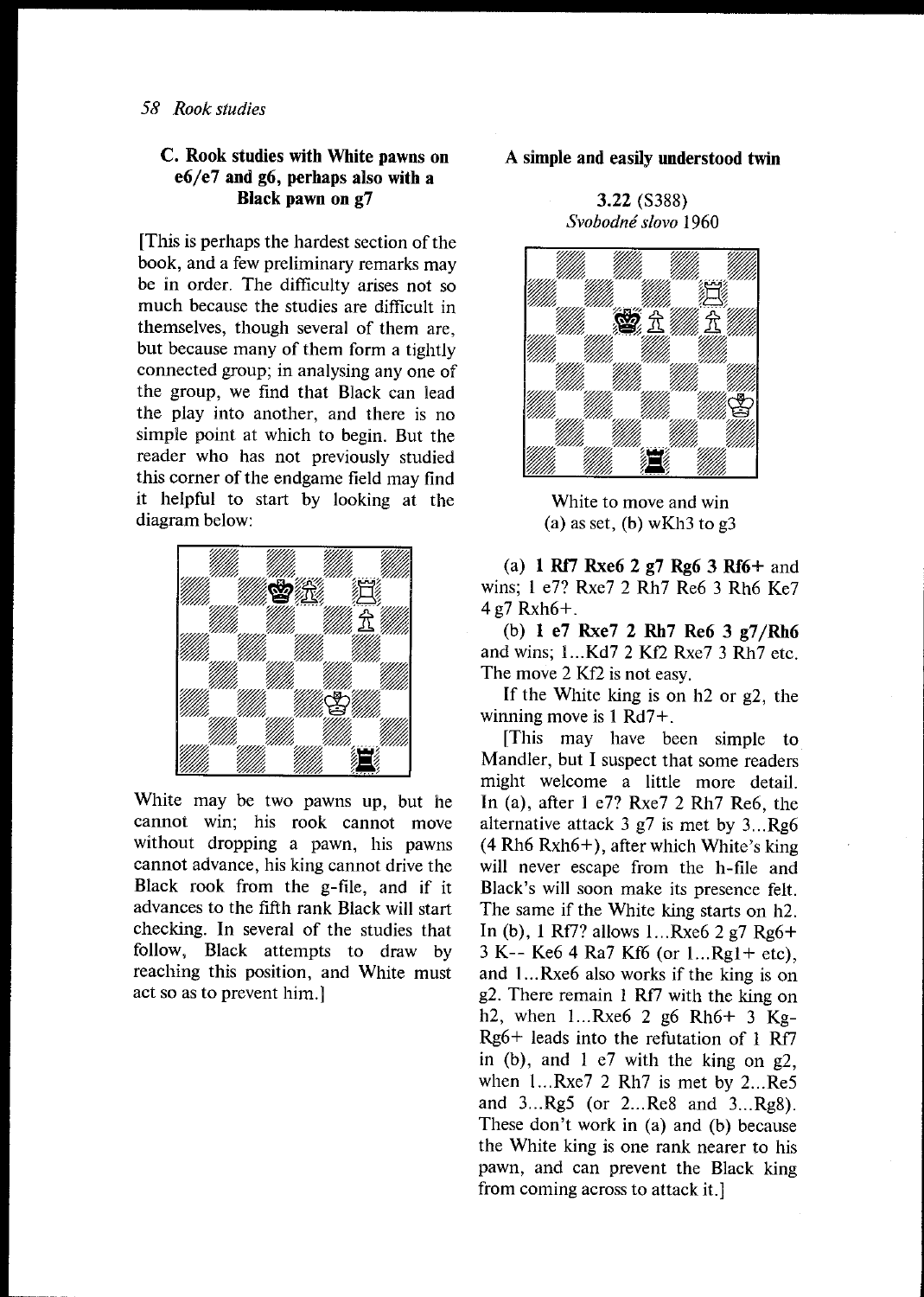### C. Rook studies with White pawns on e6/e7 and g6, perhaps also with a Black pawn on g7

[This is perhaps the hardest section of the book, and a few preliminary remarks may be in order. The difficulty arises not so much because the studies are difficult in themselves, though several of them are, but because many of them form a tightly connected group; in analysing any one of the group, we find that Black can lead the play into another, and there is no simple point at which to begin. But the reader who has not previously studied this corner of the endgame field may find it helpful to start by looking at the diagram below:

White may be two pawns up, but he cannot win; his rook cannot move without dropping a pawn, his pawns cannot advance, his king cannot drive the Black rook from the g-file, and if it advances to the fifth rank Black will start checking. In several of the studies that follow, Black attempts to draw by reaching this position, and White must act so as to prevent him.]

#### A simple and easily understood twin

**3.22** (S388)
*Svobodné slovo* 1960

White to move and win
(a) as set, (b) wKh3 to g3

(a) **1 Rf7 Rxe6 2 g7 Rg6 3 Rf6+** and wins; 1 e7? Rxe7 2 Rh7 Re6 3 Rh6 Ke7 4 g7 Rxh6+.

(b) **1 e7 Rxe7 2 Rh7 Re6 3 g7/Rh6** and wins; 1...Kd7 2 Kf2 Rxe7 3 Rh7 etc. The move 2 Kf2 is not easy.

If the White king is on h2 or g2, the winning move is 1 Rd7+.

[This may have been simple to Mandler, but I suspect that some readers might welcome a little more detail. In (a), after 1 e7? Rxe7 2 Rh7 Re6, the alternative attack 3 g7 is met by 3...Rg6 (4 Rh6 Rxh6+), after which White's king will never escape from the h-file and Black's will soon make its presence felt. The same if the White king starts on h2. In (b), 1 Rf7? allows 1...Rxe6 2 g7 Rg6+ 3 K-- Ke6 4 Ra7 Kf6 (or 1...Rg1+ etc), and 1...Rxe6 also works if the king is on g2. There remain 1 Rf7 with the king on h2, when 1...Rxe6 2 g6 Rh6+ 3 Kg- Rg6+ leads into the refutation of 1 Rf7 in (b), and 1 e7 with the king on g2, when 1...Rxe7 2 Rh7 is met by 2...Re5 and 3...Rg5 (or 2...Re8 and 3...Rg8). These don't work in (a) and (b) because the White king is one rank nearer to his pawn, and can prevent the Black king from coming across to attack it.]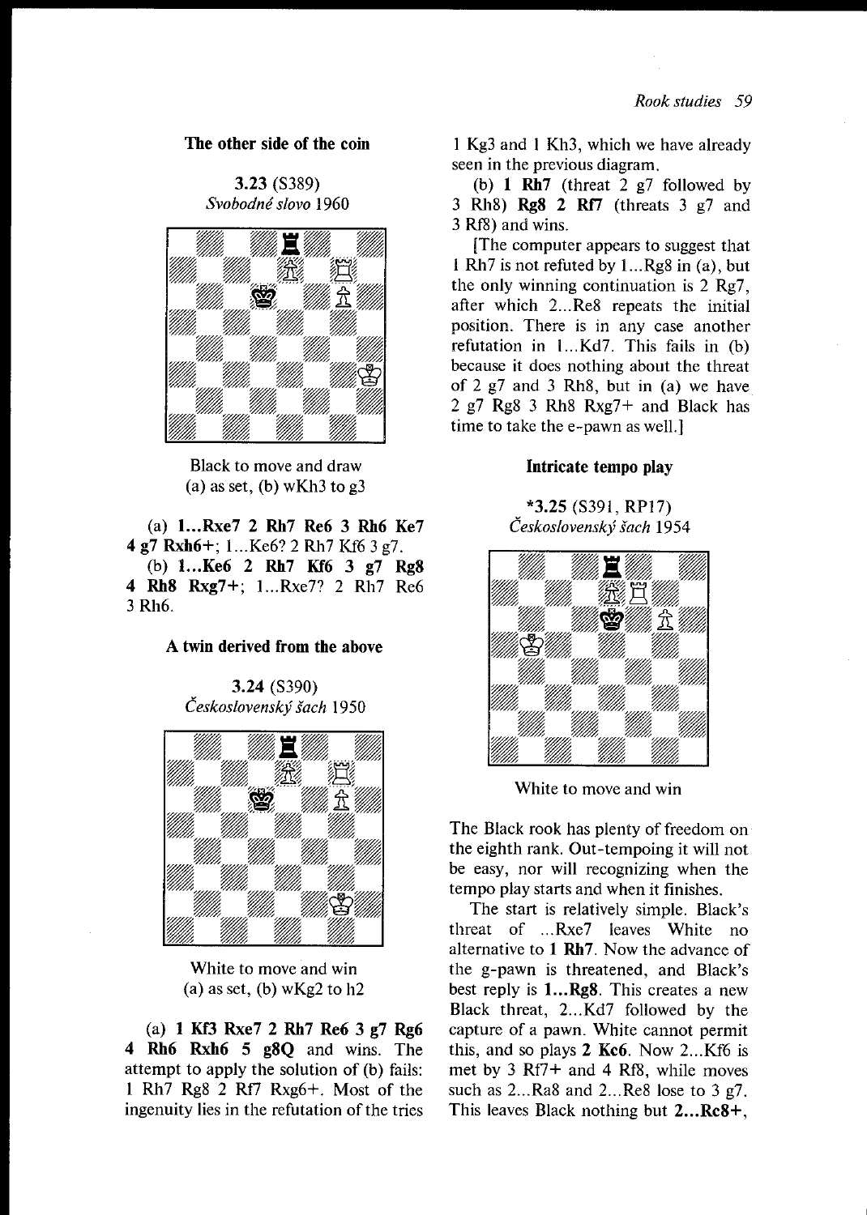### The other side of the coin

**3.23** (S389)
*Svobodné slovo* 1960

Black to move and draw
(a) as set, (b) wKh3 to g3

(a) **1...Rxe7 2 Rh7 Re6 3 Rh6 Ke7 4 g7 Rxh6+**; 1...Ke6? 2 Rh7 Kf6 3 g7.

(b) **1...Ke6 2 Rh7 Kf6 3 g7 Rg8 4 Rh8 Rxg7+**; 1...Rxe7? 2 Rh7 Re6 3 Rh6.

### A twin derived from the above

**3.24** (S390)
*Československý šach* 1950

White to move and win
(a) as set, (b) wKg2 to h2

(a) **1 Kf3 Rxe7 2 Rh7 Re6 3 g7 Rg6 4 Rh6 Rxh6 5 g8Q** and wins. The attempt to apply the solution of (b) fails: 1 Rh7 Rg8 2 Rf7 Rxg6+. Most of the ingenuity lies in the refutation of the tries 1 Kg3 and 1 Kh3, which we have already seen in the previous diagram.

(b) **1 Rh7** (threat 2 g7 followed by 3 Rh8) **Rg8 2 Rf7** (threats 3 g7 and 3 Rf8) and wins.

[The computer appears to suggest that 1 Rh7 is not refuted by 1...Rg8 in (a), but the only winning continuation is 2 Rg7, after which 2...Re8 repeats the initial position. There is in any case another refutation in 1...Kd7. This fails in (b) because it does nothing about the threat of 2 g7 and 3 Rh8, but in (a) we have 2 g7 Rg8 3 Rh8 Rxg7+ and Black has time to take the e-pawn as well.]

### Intricate tempo play

**\*3.25** (S391, RP17)
*Československý šach* 1954

White to move and win

The Black rook has plenty of freedom on the eighth rank. Out-tempoing it will not be easy, nor will recognizing when the tempo play starts and when it finishes.

The start is relatively simple. Black's threat of ...Rxe7 leaves White no alternative to **1 Rh7**. Now the advance of the g-pawn is threatened, and Black's best reply is **1...Rg8**. This creates a new Black threat, 2...Kd7 followed by the capture of a pawn. White cannot permit this, and so plays **2 Kc6**. Now 2...Kf6 is met by 3 Rf7+ and 4 Rf8, while moves such as 2...Ra8 and 2...Re8 lose to 3 g7. This leaves Black nothing but **2...Rc8+**,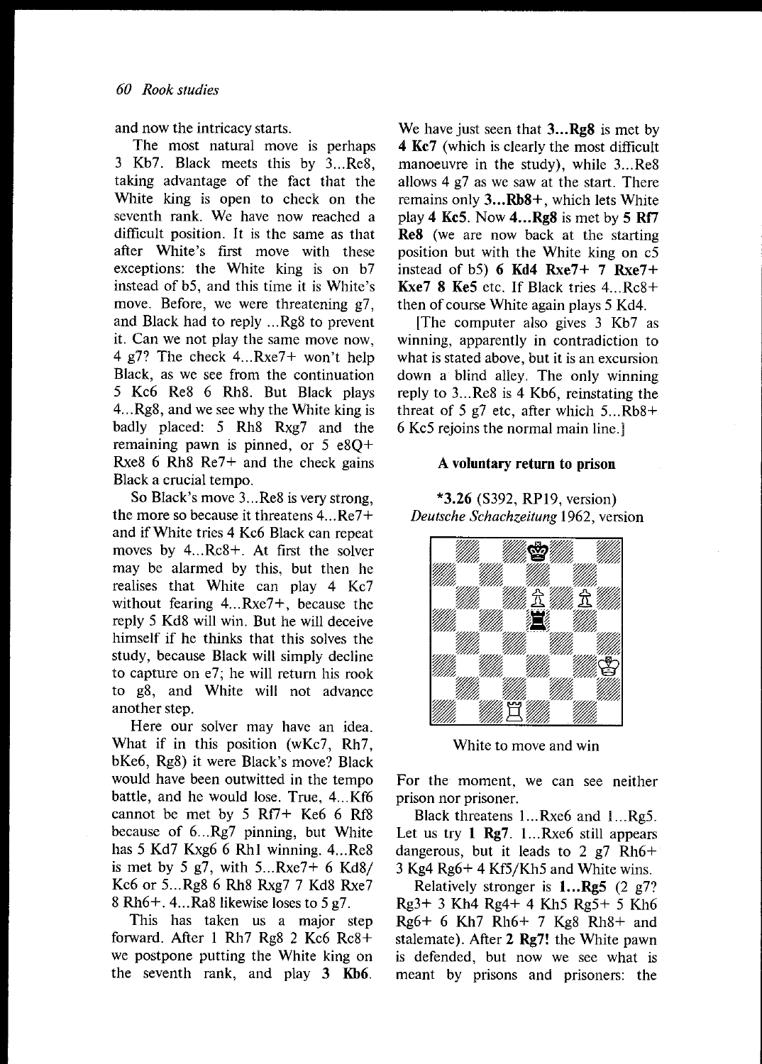and now the intricacy starts.

The most natural move is perhaps 3 Kb7. Black meets this by 3...Re8, taking advantage of the fact that the White king is open to check on the seventh rank. We have now reached a difficult position. It is the same as that after White's first move with these exceptions: the White king is on b7 instead of b5, and this time it is White's move. Before, we were threatening g7, and Black had to reply ...Rg8 to prevent it. Can we not play the same move now, 4 g7? The check 4...Rxe7+ won't help Black, as we see from the continuation 5 Kc6 Re8 6 Rh8. But Black plays 4...Rg8, and we see why the White king is badly placed: 5 Rh8 Rxg7 and the remaining pawn is pinned, or 5 e8Q+ Rxe8 6 Rh8 Re7+ and the check gains Black a crucial tempo.

So Black's move 3...Re8 is very strong, the more so because it threatens 4...Re7+ and if White tries 4 Kc6 Black can repeat moves by 4...Rc8+. At first the solver may be alarmed by this, but then he realises that White can play 4 Kc7 without fearing 4...Rxe7+, because the reply 5 Kd8 will win. But he will deceive himself if he thinks that this solves the study, because Black will simply decline to capture on e7; he will return his rook to g8, and White will not advance another step.

Here our solver may have an idea. What if in this position (wKc7, Rh7, bKe6, Rg8) it were Black's move? Black would have been outwitted in the tempo battle, and he would lose. True, 4...Kf6 cannot be met by 5 Rf7+ Ke6 6 Rf8 because of 6...Rg7 pinning, but White has 5 Kd7 Kxg6 6 Rh1 winning. 4...Re8 is met by 5 g7, with 5...Rxe7+ 6 Kd8/Kc6 or 5...Rg8 6 Rh8 Rxg7 7 Kd8 Rxe7 8 Rh6+. 4...Ra8 likewise loses to 5 g7.

This has taken us a major step forward. After 1 Rh7 Rg8 2 Kc6 Rc8+ we postpone putting the White king on the seventh rank, and play **3 Kb6**. We have just seen that **3...Rg8** is met by **4 Kc7** (which is clearly the most difficult manoeuvre in the study), while 3...Re8 allows 4 g7 as we saw at the start. There remains only **3...Rb8+**, which lets White play **4 Kc5**. Now **4...Rg8** is met by **5 Rf7 Re8** (we are now back at the starting position but with the White king on c5 instead of b5) **6 Kd4 Rxe7+ 7 Rxe7+ Kxe7 8 Ke5** etc. If Black tries 4...Rc8+ then of course White again plays 5 Kd4.

[The computer also gives 3 Kb7 as winning, apparently in contradiction to what is stated above, but it is an excursion down a blind alley. The only winning reply to 3...Re8 is 4 Kb6, reinstating the threat of 5 g7 etc, after which 5...Rb8+ 6 Kc5 rejoins the normal main line.]

### A voluntary return to prison

**\*3.26** (S392, RP19, version)
*Deutsche Schachzeitung* 1962, version

White to move and win

For the moment, we can see neither prison nor prisoner.

Black threatens 1...Rxe6 and 1...Rg5. Let us try **1 Rg7**. 1...Rxe6 still appears dangerous, but it leads to 2 g7 Rh6+ 3 Kg4 Rg6+ 4 Kf5/Kh5 and White wins.

Relatively stronger is **1...Rg5** (2 g7? Rg3+ 3 Kh4 Rg4+ 4 Kh5 Rg5+ 5 Kh6 Rg6+ 6 Kh7 Rh6+ 7 Kg8 Rh8+ and stalemate). After **2 Rg7!** the White pawn is defended, but now we see what is meant by prisons and prisoners: the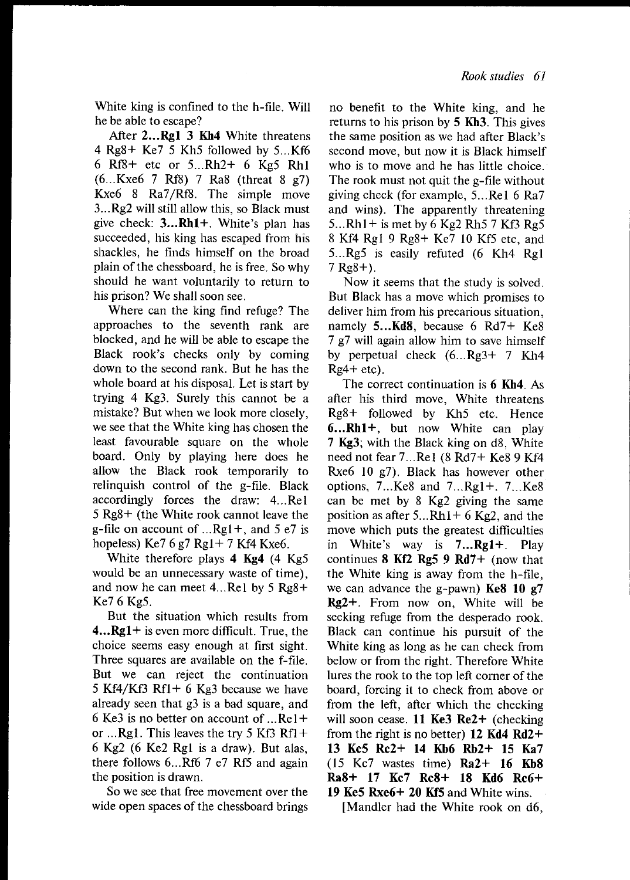White king is confined to the h-file. Will he be able to escape?

After **2...Rg1 3 Kh4** White threatens 4 Rg8+ Ke7 5 Kh5 followed by 5...Kf6 6 Rf8+ etc or 5...Rh2+ 6 Kg5 Rh1 (6...Kxe6 7 Rf8) 7 Ra8 (threat 8 g7) Kxe6 8 Ra7/Rf8. The simple move 3...Rg2 will still allow this, so Black must give check: **3...Rh1+**. White's plan has succeeded, his king has escaped from his shackles, he finds himself on the broad plain of the chessboard, he is free. So why should he want voluntarily to return to his prison? We shall soon see.

Where can the king find refuge? The approaches to the seventh rank are blocked, and he will be able to escape the Black rook's checks only by coming down to the second rank. But he has the whole board at his disposal. Let is start by trying 4 Kg3. Surely this cannot be a mistake? But when we look more closely, we see that the White king has chosen the least favourable square on the whole board. Only by playing here does he allow the Black rook temporarily to relinquish control of the g-file. Black accordingly forces the draw: 4...Re1 5 Rg8+ (the White rook cannot leave the g-file on account of ...Rg1+, and 5 e7 is hopeless) Ke7 6 g7 Rg1+ 7 Kf4 Kxe6.

White therefore plays **4 Kg4** (4 Kg5 would be an unnecessary waste of time), and now he can meet 4...Re1 by 5 Rg8+ Ke7 6 Kg5.

But the situation which results from **4...Rg1+** is even more difficult. True, the choice seems easy enough at first sight. Three squares are available on the f-file. But we can reject the continuation 5 Kf4/Kf3 Rf1+ 6 Kg3 because we have already seen that g3 is a bad square, and 6 Ke3 is no better on account of ...Re1+ or ...Rg1. This leaves the try 5 Kf3 Rf1+ 6 Kg2 (6 Ke2 Rg1 is a draw). But alas, there follows 6...Rf6 7 e7 Rf5 and again the position is drawn.

So we see that free movement over the wide open spaces of the chessboard brings no benefit to the White king, and he returns to his prison by **5 Kh3**. This gives the same position as we had after Black's second move, but now it is Black himself who is to move and he has little choice. The rook must not quit the g-file without giving check (for example, 5...Re1 6 Ra7 and wins). The apparently threatening 5...Rh1+ is met by 6 Kg2 Rh5 7 Kf3 Rg5 8 Kf4 Rg1 9 Rg8+ Ke7 10 Kf5 etc, and 5...Rg5 is easily refuted (6 Kh4 Rg1 7 Rg8+).

Now it seems that the study is solved. But Black has a move which promises to deliver him from his precarious situation, namely **5...Kd8**, because 6 Rd7+ Ke8 7 g7 will again allow him to save himself by perpetual check (6...Rg3+ 7 Kh4 Rg4+ etc).

The correct continuation is **6 Kh4**. As after his third move, White threatens Rg8+ followed by Kh5 etc. Hence **6...Rh1+**, but now White can play **7 Kg3**; with the Black king on d8, White need not fear 7...Re1 (8 Rd7+ Ke8 9 Kf4 Rxe6 10 g7). Black has however other options, 7...Ke8 and 7...Rg1+. 7...Ke8 can be met by 8 Kg2 giving the same position as after 5...Rh1+ 6 Kg2, and the move which puts the greatest difficulties in White's way is **7...Rg1+**. Play continues **8 Kf2 Rg5 9 Rd7+** (now that the White king is away from the h-file, we can advance the g-pawn) **Ke8 10 g7 Rg2+**. From now on, White will be seeking refuge from the desperado rook. Black can continue his pursuit of the White king as long as he can check from below or from the right. Therefore White lures the rook to the top left corner of the board, forcing it to check from above or from the left, after which the checking will soon cease. **11 Ke3 Re2+** (checking from the right is no better) **12 Kd4 Rd2+ 13 Kc5 Rc2+ 14 Kb6 Rb2+ 15 Ka7** (15 Kc7 wastes time) **Ra2+ 16 Kb8 Ra8+ 17 Kc7 Rc8+ 18 Kd6 Rc6+ 19 Ke5 Rxe6+ 20 Kf5** and White wins.

[Mandler had the White rook on d6,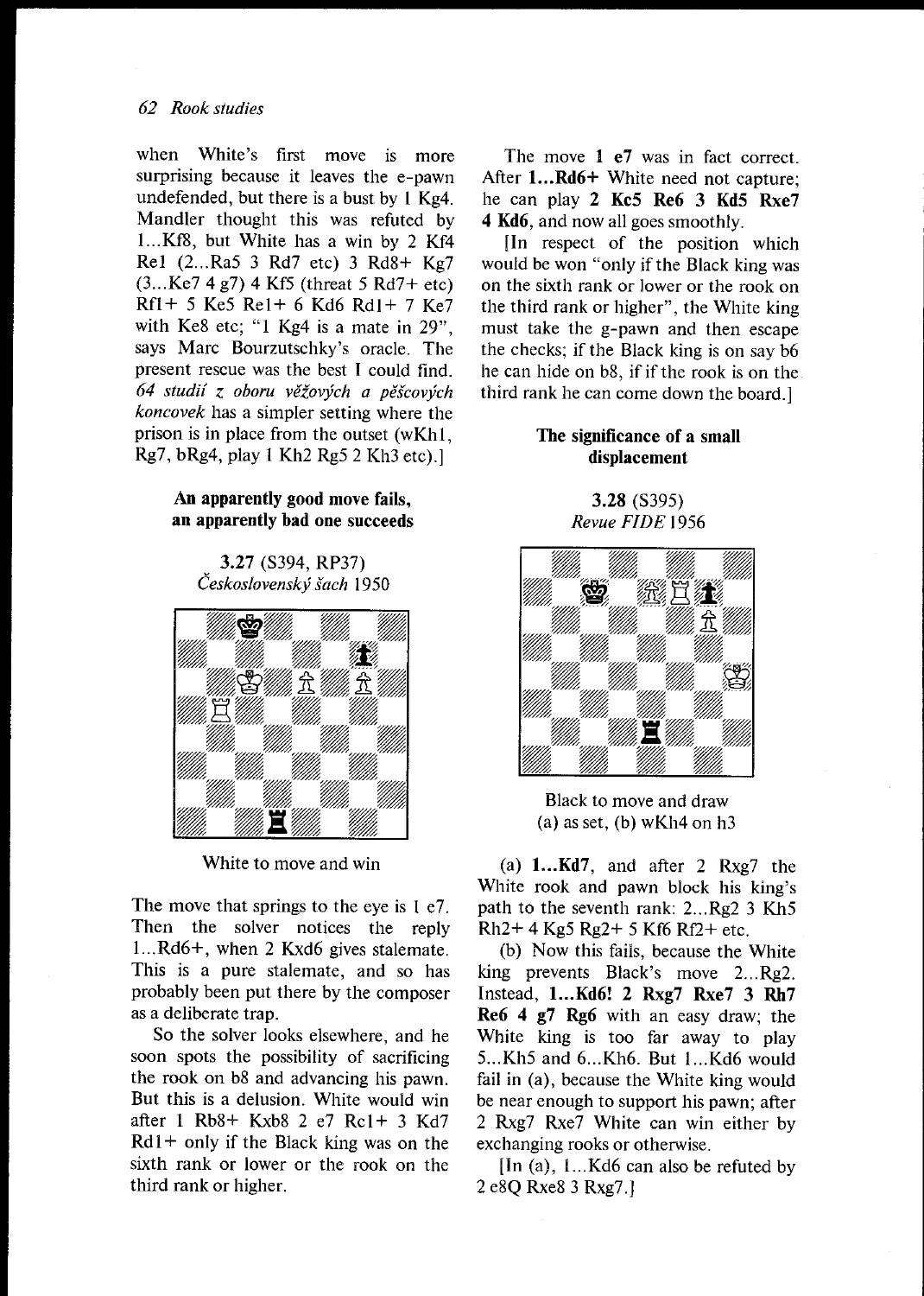when White's first move is more surprising because it leaves the e-pawn undefended, but there is a bust by 1 Kg4. Mandler thought this was refuted by 1...Kf8, but White has a win by 2 Kf4 Re1 (2...Ra5 3 Rd7 etc) 3 Rd8+ Kg7 (3...Ke7 4 g7) 4 Kf5 (threat 5 Rd7+ etc) Rf1+ 5 Ke5 Re1+ 6 Kd6 Rd1+ 7 Ke7 with Ke8 etc; "1 Kg4 is a mate in 29", says Marc Bourzutschky's oracle. The present rescue was the best I could find. *64 studií z oboru věžových a pěšcových koncovek* has a simpler setting where the prison is in place from the outset (wKh1, Rg7, bRg4, play 1 Kh2 Rg5 2 Kh3 etc).]

### An apparently good move fails, an apparently bad one succeeds

**3.27** (S394, RP37)
*Československý šach* 1950

White to move and win

The move that springs to the eye is 1 e7. Then the solver notices the reply 1...Rd6+, when 2 Kxd6 gives stalemate. This is a pure stalemate, and so has probably been put there by the composer as a deliberate trap.

So the solver looks elsewhere, and he soon spots the possibility of sacrificing the rook on b8 and advancing his pawn. But this is a delusion. White would win after 1 Rb8+ Kxb8 2 e7 Rc1+ 3 Kd7 Rd1+ only if the Black king was on the sixth rank or lower or the rook on the third rank or higher.

The move **1 e7** was in fact correct. After **1...Rd6+** White need not capture; he can play **2 Kc5 Re6 3 Kd5 Rxe7 4 Kd6**, and now all goes smoothly.

[In respect of the position which would be won "only if the Black king was on the sixth rank or lower or the rook on the third rank or higher", the White king must take the g-pawn and then escape the checks; if the Black king is on say b6 he can hide on b8, if if the rook is on the third rank he can come down the board.]

### The significance of a small displacement

**3.28** (S395)
*Revue FIDE* 1956

Black to move and draw
(a) as set, (b) wKh4 on h3

(a) **1...Kd7**, and after 2 Rxg7 the White rook and pawn block his king's path to the seventh rank: 2...Rg2 3 Kh5 Rh2+ 4 Kg5 Rg2+ 5 Kf6 Rf2+ etc.

(b) Now this fails, because the White king prevents Black's move 2...Rg2. Instead, **1...Kd6! 2 Rxg7 Rxe7 3 Rh7 Re6 4 g7 Rg6** with an easy draw; the White king is too far away to play 5...Kh5 and 6...Kh6. But 1...Kd6 would fail in (a), because the White king would be near enough to support his pawn; after 2 Rxg7 Rxe7 White can win either by exchanging rooks or otherwise.

[In (a), 1...Kd6 can also be refuted by 2 e8Q Rxe8 3 Rxg7.]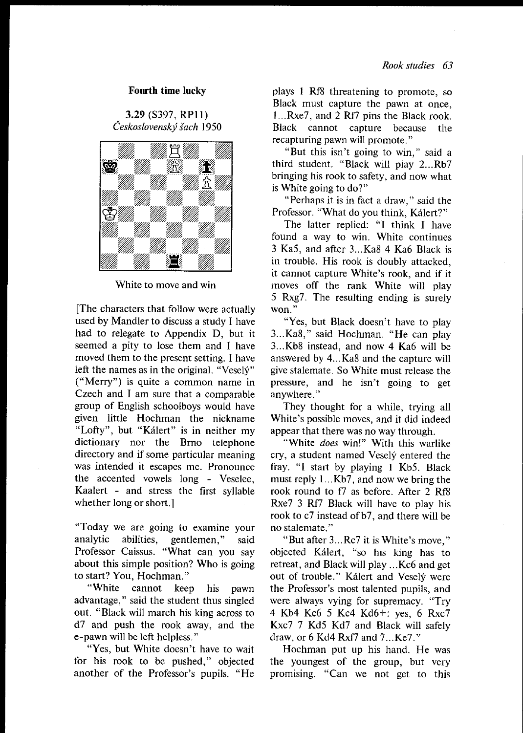### Fourth time lucky

**3.29** (S397, RP11)
*Československý šach* 1950

White to move and win

[The characters that follow were actually used by Mandler to discuss a study I have had to relegate to Appendix D, but it seemed a pity to lose them and I have moved them to the present setting. I have left the names as in the original. "Veselý" ("Merry") is quite a common name in Czech and I am sure that a comparable group of English schoolboys would have given little Hochman the nickname "Lofty", but "Kálert" is in neither my dictionary nor the Brno telephone directory and if some particular meaning was intended it escapes me. Pronounce the accented vowels long - Veselee, Kaalert - and stress the first syllable whether long or short.]

"Today we are going to examine your analytic abilities, gentlemen," said Professor Caissus. "What can you say about this simple position? Who is going to start? You, Hochman."

"White cannot keep his pawn advantage," said the student thus singled out. "Black will march his king across to d7 and push the rook away, and the e-pawn will be left helpless."

"Yes, but White doesn't have to wait for his rook to be pushed," objected another of the Professor's pupils. "He plays 1 Rf8 threatening to promote, so Black must capture the pawn at once, 1...Rxe7, and 2 Rf7 pins the Black rook. Black cannot capture because the recapturing pawn will promote."

"But this isn't going to win," said a third student. "Black will play 2...Rb7 bringing his rook to safety, and now what is White going to do?"

"Perhaps it is in fact a draw," said the Professor. "What do you think, Kálert?"

The latter replied: "I think I have found a way to win. White continues 3 Ka5, and after 3...Ka8 4 Ka6 Black is in trouble. His rook is doubly attacked, it cannot capture White's rook, and if it moves off the rank White will play 5 Rxg7. The resulting ending is surely won."

"Yes, but Black doesn't have to play 3...Ka8," said Hochman. "He can play 3...Kb8 instead, and now 4 Ka6 will be answered by 4...Ka8 and the capture will give stalemate. So White must release the pressure, and he isn't going to get anywhere."

They thought for a while, trying all White's possible moves, and it did indeed appear that there was no way through.

"White *does* win!" With this warlike cry, a student named Veselý entered the fray. "I start by playing 1 Kb5. Black must reply 1...Kb7, and now we bring the rook round to f7 as before. After 2 Rf8 Rxe7 3 Rf7 Black will have to play his rook to c7 instead of b7, and there will be no stalemate."

"But after 3...Rc7 it is White's move," objected Kálert, "so his king has to retreat, and Black will play ...Kc6 and get out of trouble." Kálert and Veselý were the Professor's most talented pupils, and were always vying for supremacy. "Try 4 Kb4 Kc6 5 Kc4 Kd6+: yes, 6 Rxc7 Kxc7 7 Kd5 Kd7 and Black will safely draw, or 6 Kd4 Rxf7 and 7...Ke7."

Hochman put up his hand. He was the youngest of the group, but very promising. "Can we not get to this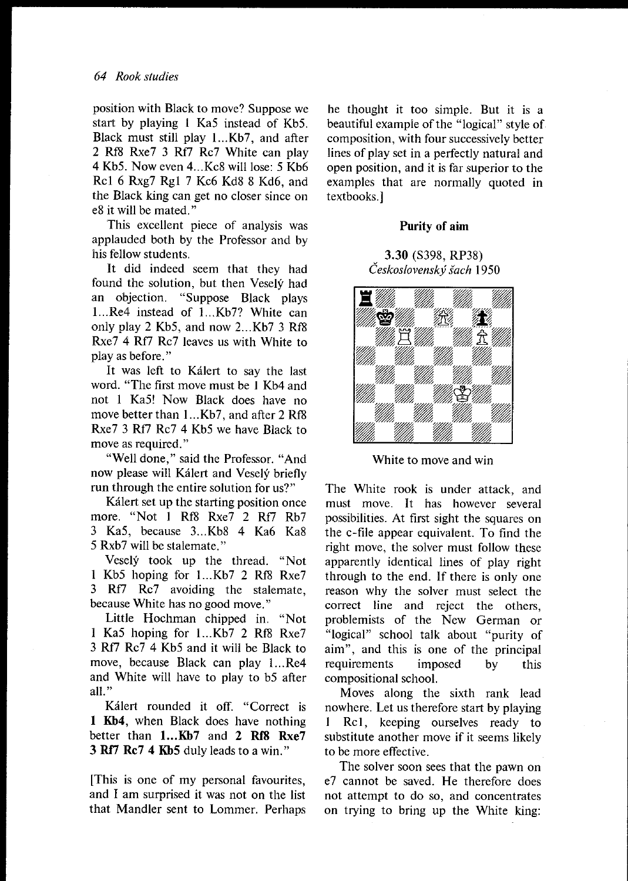position with Black to move? Suppose we start by playing 1 Ka5 instead of Kb5. Black must still play 1...Kb7, and after 2 Rf8 Rxe7 3 Rf7 Rc7 White can play 4 Kb5. Now even 4...Kc8 will lose: 5 Kb6 Rc1 6 Rxg7 Rg1 7 Kc6 Kd8 8 Kd6, and the Black king can get no closer since on e8 it will be mated."

This excellent piece of analysis was applauded both by the Professor and by his fellow students.

It did indeed seem that they had found the solution, but then Veselý had an objection. "Suppose Black plays 1...Re4 instead of 1...Kb7? White can only play 2 Kb5, and now 2...Kb7 3 Rf8 Rxe7 4 Rf7 Rc7 leaves us with White to play as before."

It was left to Kálert to say the last word. "The first move must be 1 Kb4 and not 1 Ka5! Now Black does have no move better than 1...Kb7, and after 2 Rf8 Rxe7 3 Rf7 Rc7 4 Kb5 we have Black to move as required."

"Well done," said the Professor. "And now please will Kálert and Veselý briefly run through the entire solution for us?"

Kálert set up the starting position once more. "Not 1 Rf8 Rxe7 2 Rf7 Rb7 3 Ka5, because 3...Kb8 4 Ka6 Ka8 5 Rxb7 will be stalemate."

Veselý took up the thread. "Not 1 Kb5 hoping for 1...Kb7 2 Rf8 Rxe7 3 Rf7 Rc7 avoiding the stalemate, because White has no good move."

Little Hochman chipped in. "Not 1 Ka5 hoping for 1...Kb7 2 Rf8 Rxe7 3 Rf7 Rc7 4 Kb5 and it will be Black to move, because Black can play 1...Re4 and White will have to play to b5 after all."

Kálert rounded it off. "Correct is **1 Kb4**, when Black does have nothing better than **1...Kb7** and **2 Rf8 Rxe7 3 Rf7 Rc7 4 Kb5** duly leads to a win."

[This is one of my personal favourites, and I am surprised it was not on the list that Mandler sent to Lommer. Perhaps he thought it too simple. But it is a beautiful example of the "logical" style of composition, with four successively better lines of play set in a perfectly natural and open position, and it is far superior to the examples that are normally quoted in textbooks.]

### Purity of aim

**3.30** (S398, RP38)
*Československý šach* 1950

White to move and win

The White rook is under attack, and must move. It has however several possibilities. At first sight the squares on the c-file appear equivalent. To find the right move, the solver must follow these apparently identical lines of play right through to the end. If there is only one reason why the solver must select the correct line and reject the others, problemists of the New German or "logical" school talk about "purity of aim", and this is one of the principal requirements imposed by this compositional school.

Moves along the sixth rank lead nowhere. Let us therefore start by playing 1 Rc1, keeping ourselves ready to substitute another move if it seems likely to be more effective.

The solver soon sees that the pawn on e7 cannot be saved. He therefore does not attempt to do so, and concentrates on trying to bring up the White king: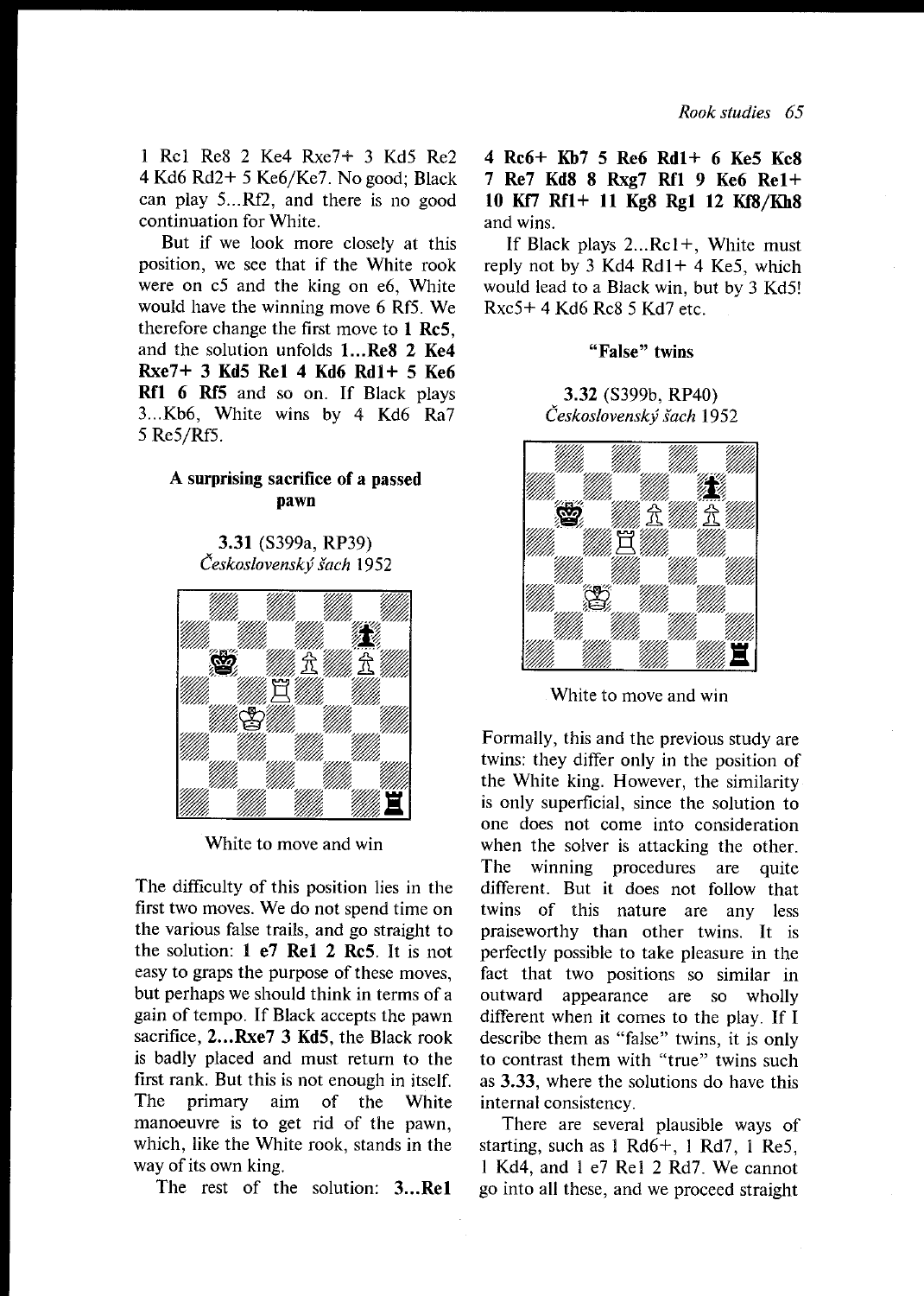1 Rc1 Re8 2 Ke4 Rxe7+ 3 Kd5 Re2 4 Kd6 Rd2+ 5 Ke6/Ke7. No good; Black can play 5...Rf2, and there is no good continuation for White.

But if we look more closely at this position, we see that if the White rook were on c5 and the king on e6, White would have the winning move 6 Rf5. We therefore change the first move to **1 Rc5**, and the solution unfolds **1...Re8 2 Ke4 Rxe7+ 3 Kd5 Re1 4 Kd6 Rd1+ 5 Ke6 Rf1 6 Rf5** and so on. If Black plays 3...Kb6, White wins by 4 Kd6 Ra7 5 Rc5/Rf5.

### A surprising sacrifice of a passed pawn

**3.31** (S399a, RP39)
*Československý šach* 1952

White to move and win

The difficulty of this position lies in the first two moves. We do not spend time on the various false trails, and go straight to the solution: **1 e7 Re1 2 Rc5**. It is not easy to graps the purpose of these moves, but perhaps we should think in terms of a gain of tempo. If Black accepts the pawn sacrifice, **2...Rxe7 3 Kd5**, the Black rook is badly placed and must return to the first rank. But this is not enough in itself. The primary aim of the White manoeuvre is to get rid of the pawn, which, like the White rook, stands in the way of its own king.

The rest of the solution: **3...Re1 4 Rc6+ Kb7 5 Re6 Rd1+ 6 Ke5 Kc8 7 Re7 Kd8 8 Rxg7 Rf1 9 Ke6 Re1+ 10 Kf7 Rf1+ 11 Kg8 Rg1 12 Kf8/Kh8** and wins.

If Black plays 2...Rc1+, White must reply not by 3 Kd4 Rd1+ 4 Ke5, which would lead to a Black win, but by 3 Kd5! Rxc5+ 4 Kd6 Rc8 5 Kd7 etc.

### "False" twins

**3.32** (S399b, RP40)
*Československý šach* 1952

White to move and win

Formally, this and the previous study are twins: they differ only in the position of the White king. However, the similarity is only superficial, since the solution to one does not come into consideration when the solver is attacking the other. The winning procedures are quite different. But it does not follow that twins of this nature are any less praiseworthy than other twins. It is perfectly possible to take pleasure in the fact that two positions so similar in outward appearance are so wholly different when it comes to the play. If I describe them as "false" twins, it is only to contrast them with "true" twins such as **3.33**, where the solutions do have this internal consistency.

There are several plausible ways of starting, such as 1 Rd6+, 1 Rd7, 1 Re5, 1 Kd4, and 1 e7 Re1 2 Rd7. We cannot go into all these, and we proceed straight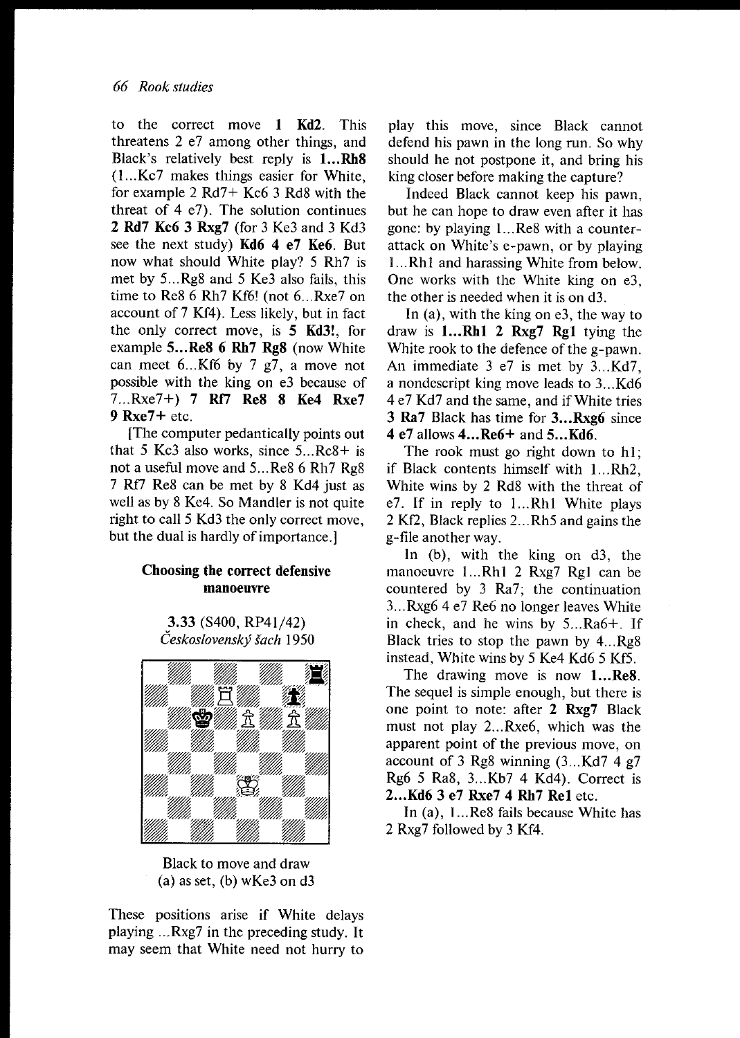to the correct move **1 Kd2**. This threatens 2 e7 among other things, and Black's relatively best reply is **1...Rh8** (1...Kc7 makes things easier for White, for example 2 Rd7+ Kc6 3 Rd8 with the threat of 4 e7). The solution continues **2 Rd7 Kc6 3 Rxg7** (for 3 Ke3 and 3 Kd3 see the next study) **Kd6 4 e7 Ke6**. But now what should White play? 5 Rh7 is met by 5...Rg8 and 5 Ke3 also fails, this time to Re8 6 Rh7 Kf6! (not 6...Rxe7 on account of 7 Kf4). Less likely, but in fact the only correct move, is **5 Kd3!**, for example **5...Re8 6 Rh7 Rg8** (now White can meet 6...Kf6 by 7 g7, a move not possible with the king on e3 because of 7...Rxe7+) **7 Rf7 Re8 8 Ke4 Rxe7 9 Rxe7+** etc.

[The computer pedantically points out that 5 Kc3 also works, since 5...Rc8+ is not a useful move and 5...Re8 6 Rh7 Rg8 7 Rf7 Re8 can be met by 8 Kd4 just as well as by 8 Ke4. So Mandler is not quite right to call 5 Kd3 the only correct move, but the dual is hardly of importance.]

### Choosing the correct defensive manoeuvre

**3.33** (S400, RP41/42)
*Československý šach* 1950

Black to move and draw
(a) as set, (b) wKe3 on d3

These positions arise if White delays playing ...Rxg7 in the preceding study. It may seem that White need not hurry to play this move, since Black cannot defend his pawn in the long run. So why should he not postpone it, and bring his king closer before making the capture?

Indeed Black cannot keep his pawn, but he can hope to draw even after it has gone: by playing 1...Re8 with a counter-attack on White's e-pawn, or by playing 1...Rh1 and harassing White from below. One works with the White king on e3, the other is needed when it is on d3.

In (a), with the king on e3, the way to draw is **1...Rh1 2 Rxg7 Rg1** tying the White rook to the defence of the g-pawn. An immediate 3 e7 is met by 3...Kd7, a nondescript king move leads to 3...Kd6 4 e7 Kd7 and the same, and if White tries **3 Ra7** Black has time for **3...Rxg6** since **4 e7** allows **4...Re6+** and **5...Kd6**.

The rook must go right down to h1; if Black contents himself with 1...Rh2, White wins by 2 Rd8 with the threat of e7. If in reply to 1...Rh1 White plays 2 Kf2, Black replies 2...Rh5 and gains the g-file another way.

In (b), with the king on d3, the manoeuvre 1...Rh1 2 Rxg7 Rg1 can be countered by 3 Ra7; the continuation 3...Rxg6 4 e7 Re6 no longer leaves White in check, and he wins by 5...Ra6+. If Black tries to stop the pawn by 4...Rg8 instead, White wins by 5 Ke4 Kd6 5 Kf5.

The drawing move is now **1...Re8**. The sequel is simple enough, but there is one point to note: after **2 Rxg7** Black must not play 2...Rxe6, which was the apparent point of the previous move, on account of 3 Rg8 winning (3...Kd7 4 g7 Rg6 5 Ra8, 3...Kb7 4 Kd4). Correct is **2...Kd6 3 e7 Rxe7 4 Rh7 Re1** etc.

In (a), 1...Re8 fails because White has 2 Rxg7 followed by 3 Kf4.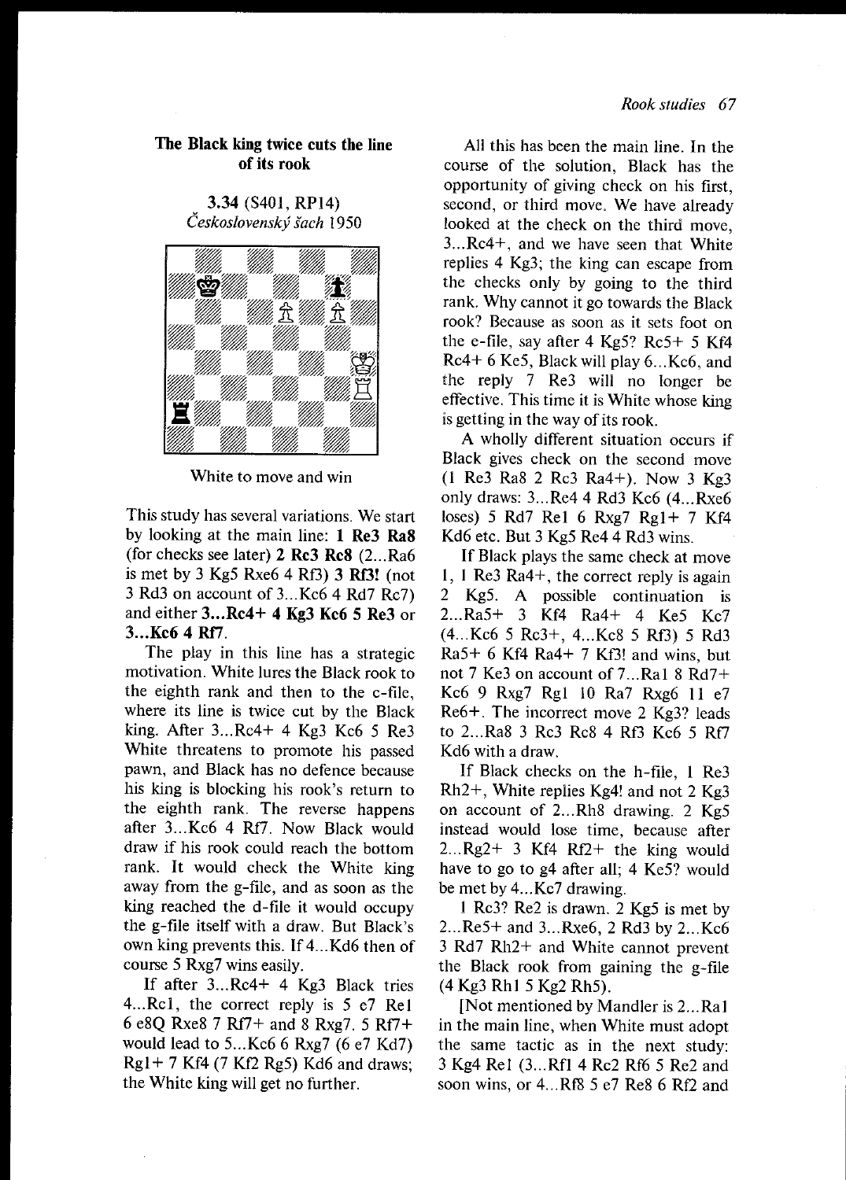### The Black king twice cuts the line of its rook

**3.34** (S401, RP14)
*Československý šach* 1950

White to move and win

This study has several variations. We start by looking at the main line: **1 Re3 Ra8** (for checks see later) **2 Rc3 Rc8** (2...Ra6 is met by 3 Kg5 Rxe6 4 Rf3) **3 Rf3!** (not 3 Rd3 on account of 3...Kc6 4 Rd7 Rc7) and either **3...Rc4+ 4 Kg3 Kc6 5 Re3** or **3...Kc6 4 Rf7**.

The play in this line has a strategic motivation. White lures the Black rook to the eighth rank and then to the c-file, where its line is twice cut by the Black king. After 3...Rc4+ 4 Kg3 Kc6 5 Re3 White threatens to promote his passed pawn, and Black has no defence because his king is blocking his rook's return to the eighth rank. The reverse happens after 3...Kc6 4 Rf7. Now Black would draw if his rook could reach the bottom rank. It would check the White king away from the g-file, and as soon as the king reached the d-file it would occupy the g-file itself with a draw. But Black's own king prevents this. If 4...Kd6 then of course 5 Rxg7 wins easily.

If after 3...Rc4+ 4 Kg3 Black tries 4...Rc1, the correct reply is 5 e7 Re1 6 e8Q Rxe8 7 Rf7+ and 8 Rxg7. 5 Rf7+ would lead to 5...Kc6 6 Rxg7 (6 e7 Kd7) Rg1+ 7 Kf4 (7 Kf2 Rg5) Kd6 and draws; the White king will get no further.

All this has been the main line. In the course of the solution, Black has the opportunity of giving check on his first, second, or third move. We have already looked at the check on the third move, 3...Rc4+, and we have seen that White replies 4 Kg3; the king can escape from the checks only by going to the third rank. Why cannot it go towards the Black rook? Because as soon as it sets foot on the e-file, say after 4 Kg5? Rc5+ 5 Kf4 Rc4+ 6 Ke5, Black will play 6...Kc6, and the reply 7 Re3 will no longer be effective. This time it is White whose king is getting in the way of its rook.

A wholly different situation occurs if Black gives check on the second move (1 Re3 Ra8 2 Rc3 Ra4+). Now 3 Kg3 only draws: 3...Re4 4 Rd3 Kc6 (4...Rxe6 loses) 5 Rd7 Re1 6 Rxg7 Rg1+ 7 Kf4 Kd6 etc. But 3 Kg5 Re4 4 Rd3 wins.

If Black plays the same check at move 1, 1 Re3 Ra4+, the correct reply is again 2 Kg5. A possible continuation is 2...Ra5+ 3 Kf4 Ra4+ 4 Ke5 Kc7 (4...Kc6 5 Rc3+, 4...Kc8 5 Rf3) 5 Rd3 Ra5+ 6 Kf4 Ra4+ 7 Kf3! and wins, but not 7 Ke3 on account of 7...Ra1 8 Rd7+ Kc6 9 Rxg7 Rg1 10 Ra7 Rxg6 11 e7 Re6+. The incorrect move 2 Kg3? leads to 2...Ra8 3 Rc3 Rc8 4 Rf3 Kc6 5 Rf7 Kd6 with a draw.

If Black checks on the h-file, 1 Re3 Rh2+, White replies Kg4! and not 2 Kg3 on account of 2...Rh8 drawing. 2 Kg5 instead would lose time, because after 2...Rg2+ 3 Kf4 Rf2+ the king would have to go to g4 after all; 4 Ke5? would be met by 4...Kc7 drawing.

1 Rc3? Re2 is drawn. 2 Kg5 is met by 2...Re5+ and 3...Rxe6, 2 Rd3 by 2...Kc6 3 Rd7 Rh2+ and White cannot prevent the Black rook from gaining the g-file (4 Kg3 Rh1 5 Kg2 Rh5).

[Not mentioned by Mandler is 2...Ra1 in the main line, when White must adopt the same tactic as in the next study: 3 Kg4 Re1 (3...Rf1 4 Rc2 Rf6 5 Re2 and soon wins, or 4...Rf8 5 e7 Re8 6 Rf2 and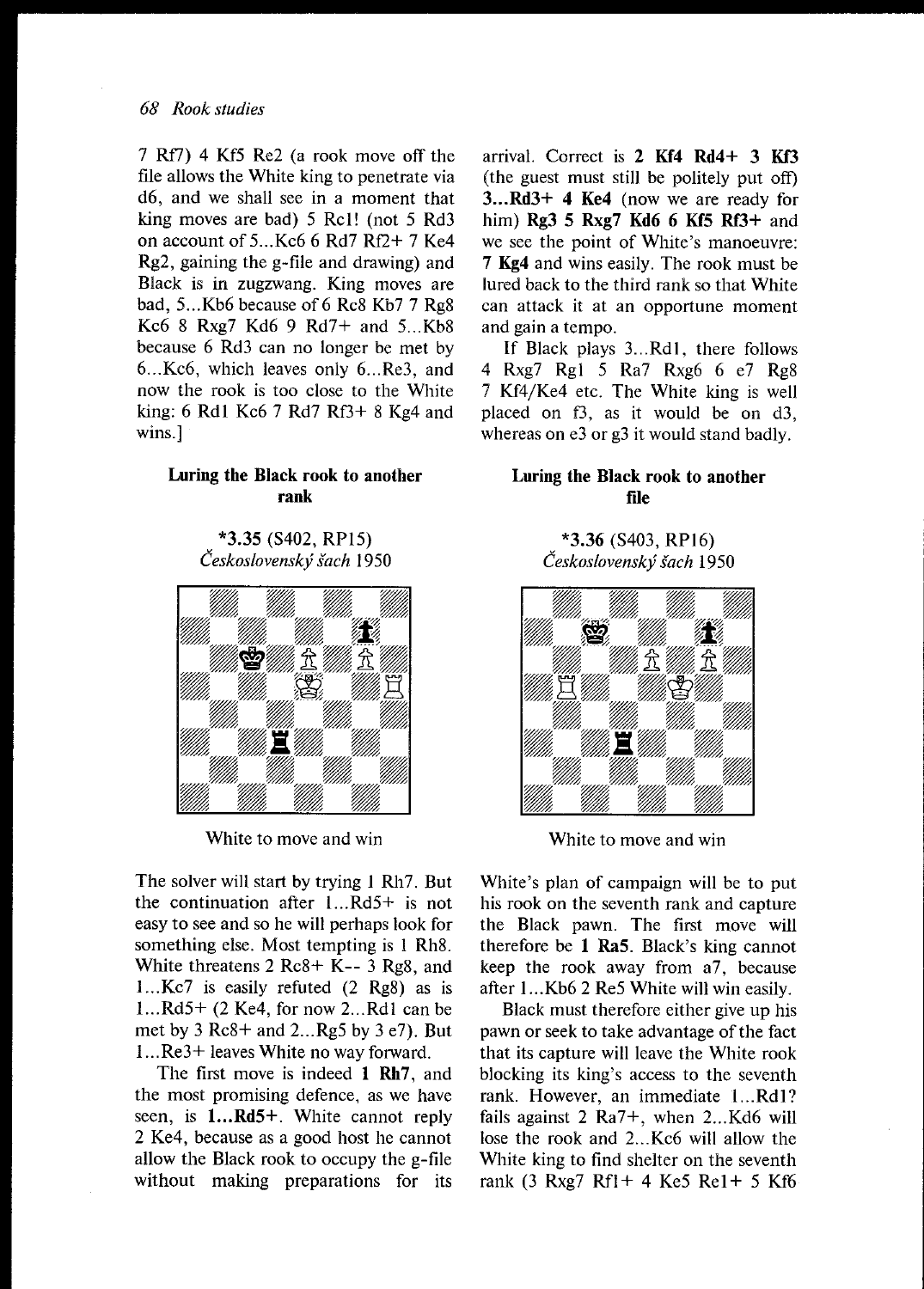7 Rf7) 4 Kf5 Re2 (a rook move off the file allows the White king to penetrate via d6, and we shall see in a moment that king moves are bad) 5 Rc1! (not 5 Rd3 on account of 5...Kc6 6 Rd7 Rf2+ 7 Ke4 Rg2, gaining the g-file and drawing) and Black is in zugzwang. King moves are bad, 5...Kb6 because of 6 Rc8 Kb7 7 Rg8 Kc6 8 Rxg7 Kd6 9 Rd7+ and 5...Kb8 because 6 Rd3 can no longer be met by 6...Kc6, which leaves only 6...Re3, and now the rook is too close to the White king: 6 Rd1 Kc6 7 Rd7 Rf3+ 8 Kg4 and wins.]

### Luring the Black rook to another rank

**\*3.35** (S402, RP15)
*Československý šach* 1950

White to move and win

The solver will start by trying 1 Rh7. But the continuation after 1...Rd5+ is not easy to see and so he will perhaps look for something else. Most tempting is 1 Rh8. White threatens 2 Rc8+ K-- 3 Rg8, and 1...Kc7 is easily refuted (2 Rg8) as is 1...Rd5+ (2 Ke4, for now 2...Rd1 can be met by 3 Rc8+ and 2...Rg5 by 3 e7). But 1...Re3+ leaves White no way forward.

The first move is indeed **1 Rh7**, and the most promising defence, as we have seen, is **1...Rd5+**. White cannot reply 2 Ke4, because as a good host he cannot allow the Black rook to occupy the g-file without making preparations for its arrival. Correct is **2 Kf4 Rd4+ 3 Kf3** (the guest must still be politely put off) **3...Rd3+ 4 Ke4** (now we are ready for him) **Rg3 5 Rxg7 Kd6 6 Kf5 Rf3+** and we see the point of White's manoeuvre: **7 Kg4** and wins easily. The rook must be lured back to the third rank so that White can attack it at an opportune moment and gain a tempo.

If Black plays 3...Rd1, there follows 4 Rxg7 Rg1 5 Ra7 Rxg6 6 e7 Rg8 7 Kf4/Ke4 etc. The White king is well placed on f3, as it would be on d3, whereas on e3 or g3 it would stand badly.

### Luring the Black rook to another file

**\*3.36** (S403, RP16)
*Československý šach* 1950

White to move and win

White's plan of campaign will be to put his rook on the seventh rank and capture the Black pawn. The first move will therefore be **1 Ra5**. Black's king cannot keep the rook away from a7, because after 1...Kb6 2 Re5 White will win easily.

Black must therefore either give up his pawn or seek to take advantage of the fact that its capture will leave the White rook blocking its king's access to the seventh rank. However, an immediate 1...Rd1? fails against 2 Ra7+, when 2...Kd6 will lose the rook and 2...Kc6 will allow the White king to find shelter on the seventh rank (3 Rxg7 Rf1+ 4 Ke5 Re1+ 5 Kf6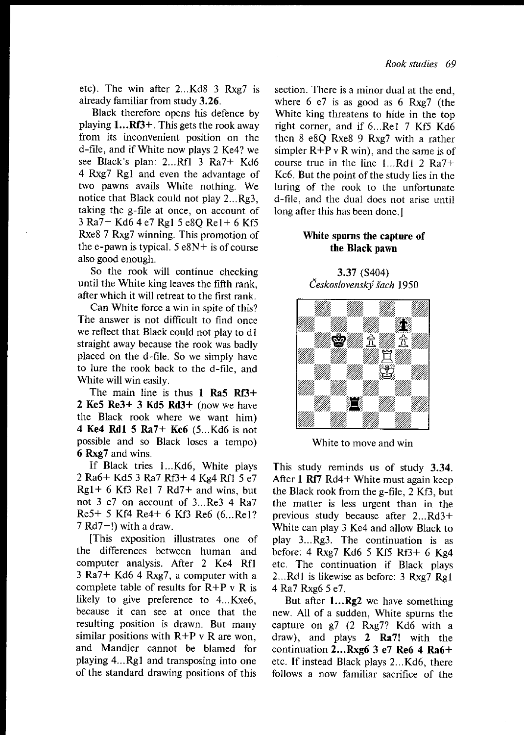etc). The win after 2...Kd8 3 Rxg7 is already familiar from study **3.26**.

Black therefore opens his defence by playing **1...Rf3+**. This gets the rook away from its inconvenient position on the d-file, and if White now plays 2 Ke4? we see Black's plan: 2...Rf1 3 Ra7+ Kd6 4 Rxg7 Rg1 and even the advantage of two pawns avails White nothing. We notice that Black could not play 2...Rg3, taking the g-file at once, on account of 3 Ra7+ Kd6 4 e7 Rg1 5 e8Q Re1+ 6 Kf5 Rxe8 7 Rxg7 winning. This promotion of the e-pawn is typical. 5 e8N+ is of course also good enough.

So the rook will continue checking until the White king leaves the fifth rank, after which it will retreat to the first rank.

Can White force a win in spite of this? The answer is not difficult to find once we reflect that Black could not play to d1 straight away because the rook was badly placed on the d-file. So we simply have to lure the rook back to the d-file, and White will win easily.

The main line is thus **1 Ra5 Rf3+ 2 Ke5 Re3+ 3 Kd5 Rd3+** (now we have the Black rook where we want him) **4 Ke4 Rd1 5 Ra7+ Kc6** (5...Kd6 is not possible and so Black loses a tempo) **6 Rxg7** and wins.

If Black tries 1...Kd6, White plays 2 Ra6+ Kd5 3 Ra7 Rf3+ 4 Kg4 Rf1 5 e7 Rg1+ 6 Kf3 Re1 7 Rd7+ and wins, but not 3 e7 on account of 3...Re3 4 Ra7 Re5+ 5 Kf4 Re4+ 6 Kf3 Re6 (6...Re1? 7 Rd7+!) with a draw.

[This exposition illustrates one of the differences between human and computer analysis. After 2 Ke4 Rf1 3 Ra7+ Kd6 4 Rxg7, a computer with a complete table of results for R+P v R is likely to give preference to 4...Kxe6, because it can see at once that the resulting position is drawn. But many similar positions with R+P v R are won, and Mandler cannot be blamed for playing 4...Rg1 and transposing into one of the standard drawing positions of this section. There is a minor dual at the end, where 6 e7 is as good as 6 Rxg7 (the White king threatens to hide in the top right corner, and if 6...Re1 7 Kf5 Kd6 then 8 e8Q Rxe8 9 Rxg7 with a rather simpler R+P v R win), and the same is of course true in the line 1...Rd1 2 Ra7+ Kc6. But the point of the study lies in the luring of the rook to the unfortunate d-file, and the dual does not arise until long after this has been done.]

### White spurns the capture of the Black pawn

**3.37** (S404)
*Československý šach* 1950

White to move and win

This study reminds us of study **3.34**. After **1 Rf7** Rd4+ White must again keep the Black rook from the g-file, 2 Kf3, but the matter is less urgent than in the previous study because after 2...Rd3+ White can play 3 Ke4 and allow Black to play 3...Rg3. The continuation is as before: 4 Rxg7 Kd6 5 Kf5 Rf3+ 6 Kg4 etc. The continuation if Black plays 2...Rd1 is likewise as before: 3 Rxg7 Rg1 4 Ra7 Rxg6 5 e7.

But after **1...Rg2** we have something new. All of a sudden, White spurns the capture on g7 (2 Rxg7? Kd6 with a draw), and plays **2 Ra7!** with the continuation **2...Rxg6 3 e7 Re6 4 Ra6+** etc. If instead Black plays 2...Kd6, there follows a now familiar sacrifice of the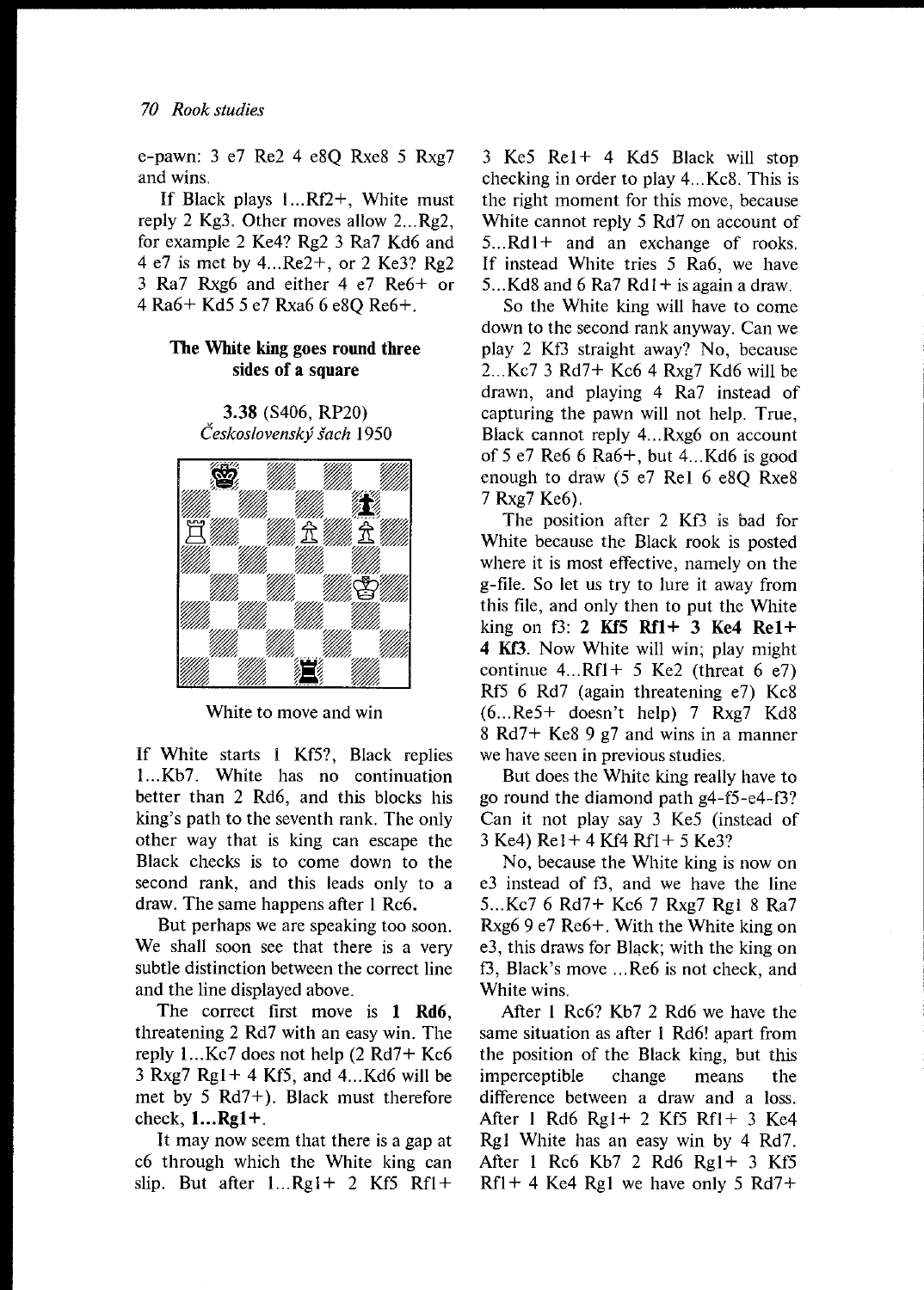e-pawn: 3 e7 Re2 4 e8Q Rxe8 5 Rxg7 and wins.

If Black plays 1...Rf2+, White must reply 2 Kg3. Other moves allow 2...Rg2, for example 2 Ke4? Rg2 3 Ra7 Kd6 and 4 e7 is met by 4...Re2+, or 2 Ke3? Rg2 3 Ra7 Rxg6 and either 4 e7 Re6+ or 4 Ra6+ Kd5 5 e7 Rxa6 6 e8Q Re6+.

### The White king goes round three sides of a square

**3.38** (S406, RP20)
*Československý šach* 1950

White to move and win

If White starts 1 Kf5?, Black replies 1...Kb7. White has no continuation better than 2 Rd6, and this blocks his king's path to the seventh rank. The only other way that is king can escape the Black checks is to come down to the second rank, and this leads only to a draw. The same happens after 1 Rc6.

But perhaps we are speaking too soon. We shall soon see that there is a very subtle distinction between the correct line and the line displayed above.

The correct first move is **1 Rd6**, threatening 2 Rd7 with an easy win. The reply 1...Kc7 does not help (2 Rd7+ Kc6 3 Rxg7 Rg1+ 4 Kf5, and 4...Kd6 will be met by 5 Rd7+). Black must therefore check, **1...Rg1+**.

It may now seem that there is a gap at c6 through which the White king can slip. But after 1...Rg1+ 2 Kf5 Rf1+ 3 Ke5 Re1+ 4 Kd5 Black will stop checking in order to play 4...Kc8. This is the right moment for this move, because White cannot reply 5 Rd7 on account of 5...Rd1+ and an exchange of rooks. If instead White tries 5 Ra6, we have 5...Kd8 and 6 Ra7 Rd1+ is again a draw.

So the White king will have to come down to the second rank anyway. Can we play 2 Kf3 straight away? No, because 2...Kc7 3 Rd7+ Kc6 4 Rxg7 Kd6 will be drawn, and playing 4 Ra7 instead of capturing the pawn will not help. True, Black cannot reply 4...Rxg6 on account of 5 e7 Re6 6 Ra6+, but 4...Kd6 is good enough to draw (5 e7 Re1 6 e8Q Rxe8 7 Rxg7 Ke6).

The position after 2 Kf3 is bad for White because the Black rook is posted where it is most effective, namely on the g-file. So let us try to lure it away from this file, and only then to put the White king on f3: **2 Kf5 Rf1+ 3 Ke4 Re1+ 4 Kf3**. Now White will win; play might continue 4...Rf1+ 5 Ke2 (threat 6 e7) Rf5 6 Rd7 (again threatening e7) Kc8 (6...Re5+ doesn't help) 7 Rxg7 Kd8 8 Rd7+ Ke8 9 g7 and wins in a manner we have seen in previous studies.

But does the White king really have to go round the diamond path g4-f5-e4-f3? Can it not play say 3 Ke5 (instead of 3 Ke4) Re1+ 4 Kf4 Rf1+ 5 Ke3?

No, because the White king is now on e3 instead of f3, and we have the line 5...Kc7 6 Rd7+ Kc6 7 Rxg7 Rg1 8 Ra7 Rxg6 9 e7 Re6+. With the White king on e3, this draws for Black; with the king on f3, Black's move ...Re6 is not check, and White wins.

After 1 Rc6? Kb7 2 Rd6 we have the same situation as after 1 Rd6! apart from the position of the Black king, but this imperceptible change means the difference between a draw and a loss. After 1 Rd6 Rg1+ 2 Kf5 Rf1+ 3 Ke4 Rg1 White has an easy win by 4 Rd7. After 1 Rc6 Kb7 2 Rd6 Rg1+ 3 Kf5 Rf1+ 4 Ke4 Rg1 we have only 5 Rd7+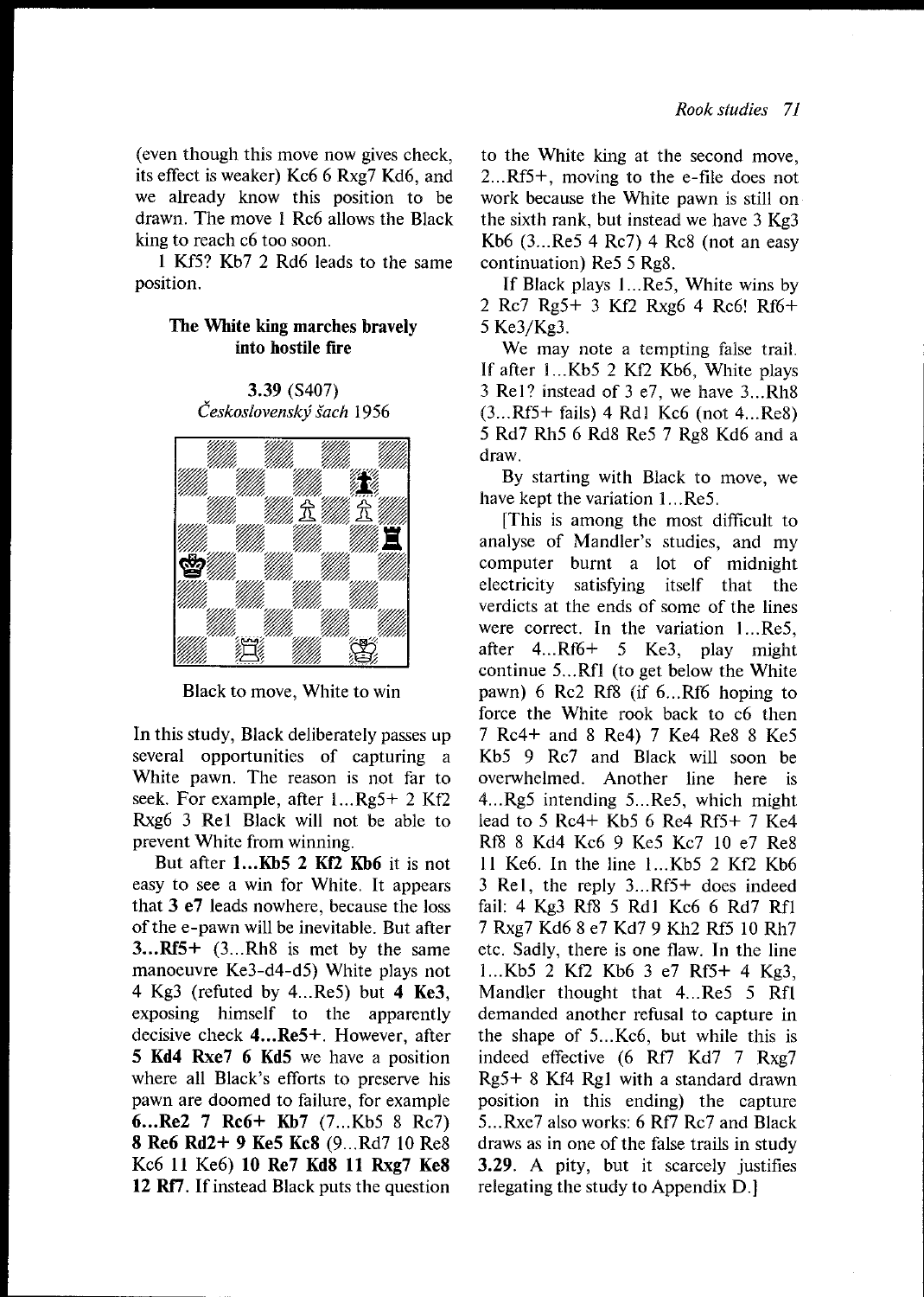(even though this move now gives check, its effect is weaker) Kc6 6 Rxg7 Kd6, and we already know this position to be drawn. The move 1 Rc6 allows the Black king to reach c6 too soon.

1 Kf5? Kb7 2 Rd6 leads to the same position.

### The White king marches bravely into hostile fire

**3.39** (S407)
*Československý šach* 1956

Black to move, White to win

In this study, Black deliberately passes up several opportunities of capturing a White pawn. The reason is not far to seek. For example, after 1...Rg5+ 2 Kf2 Rxg6 3 Re1 Black will not be able to prevent White from winning.

But after **1...Kb5 2 Kf2 Kb6** it is not easy to see a win for White. It appears that **3 e7** leads nowhere, because the loss of the e-pawn will be inevitable. But after **3...Rf5+** (3...Rh8 is met by the same manoeuvre Ke3-d4-d5) White plays not 4 Kg3 (refuted by 4...Re5) but **4 Ke3**, exposing himself to the apparently decisive check **4...Re5+**. However, after **5 Kd4 Rxe7 6 Kd5** we have a position where all Black's efforts to preserve his pawn are doomed to failure, for example **6...Re2 7 Rc6+ Kb7** (7...Kb5 8 Rc7) **8 Re6 Rd2+ 9 Ke5 Kc8** (9...Rd7 10 Re8 Kc6 11 Ke6) **10 Re7 Kd8 11 Rxg7 Ke8 12 Rf7.** If instead Black puts the question to the White king at the second move, 2...Rf5+, moving to the e-file does not work because the White pawn is still on the sixth rank, but instead we have 3 Kg3 Kb6 (3...Re5 4 Rc7) 4 Rc8 (not an easy continuation) Re5 5 Rg8.

If Black plays 1...Re5, White wins by 2 Rc7 Rg5+ 3 Kf2 Rxg6 4 Rc6! Rf6+ 5 Ke3/Kg3.

We may note a tempting false trail. If after 1...Kb5 2 Kf2 Kb6, White plays 3 Re1? instead of 3 e7, we have 3...Rh8 (3...Rf5+ fails) 4 Rd1 Kc6 (not 4...Re8) 5 Rd7 Rh5 6 Rd8 Re5 7 Rg8 Kd6 and a draw.

By starting with Black to move, we have kept the variation 1...Re5.

[This is among the most difficult to analyse of Mandler's studies, and my computer burnt a lot of midnight electricity satisfying itself that the verdicts at the ends of some of the lines were correct. In the variation 1...Re5, after 4...Rf6+ 5 Ke3, play might continue 5...Rf1 (to get below the White pawn) 6 Rc2 Rf8 (if 6...Rf6 hoping to force the White rook back to c6 then 7 Rc4+ and 8 Re4) 7 Ke4 Re8 8 Ke5 Kb5 9 Rc7 and Black will soon be overwhelmed. Another line here is 4...Rg5 intending 5...Re5, which might lead to 5 Rc4+ Kb5 6 Re4 Rf5+ 7 Ke4 Rf8 8 Kd4 Kc6 9 Ke5 Kc7 10 e7 Re8 11 Ke6. In the line 1...Kb5 2 Kf2 Kb6 3 Re1, the reply 3...Rf5+ does indeed fail: 4 Kg3 Rf8 5 Rd1 Kc6 6 Rd7 Rf1 7 Rxg7 Kd6 8 e7 Kd7 9 Kh2 Rf5 10 Rh7 etc. Sadly, there is one flaw. In the line 1...Kb5 2 Kf2 Kb6 3 e7 Rf5+ 4 Kg3, Mandler thought that 4...Re5 5 Rf1 demanded another refusal to capture in the shape of 5...Kc6, but while this is indeed effective (6 Rf7 Kd7 7 Rxg7 Rg5+ 8 Kf4 Rg1 with a standard drawn position in this ending) the capture 5...Rxe7 also works: 6 Rf7 Rc7 and Black draws as in one of the false trails in study **3.29**. A pity, but it scarcely justifies relegating the study to Appendix D.]